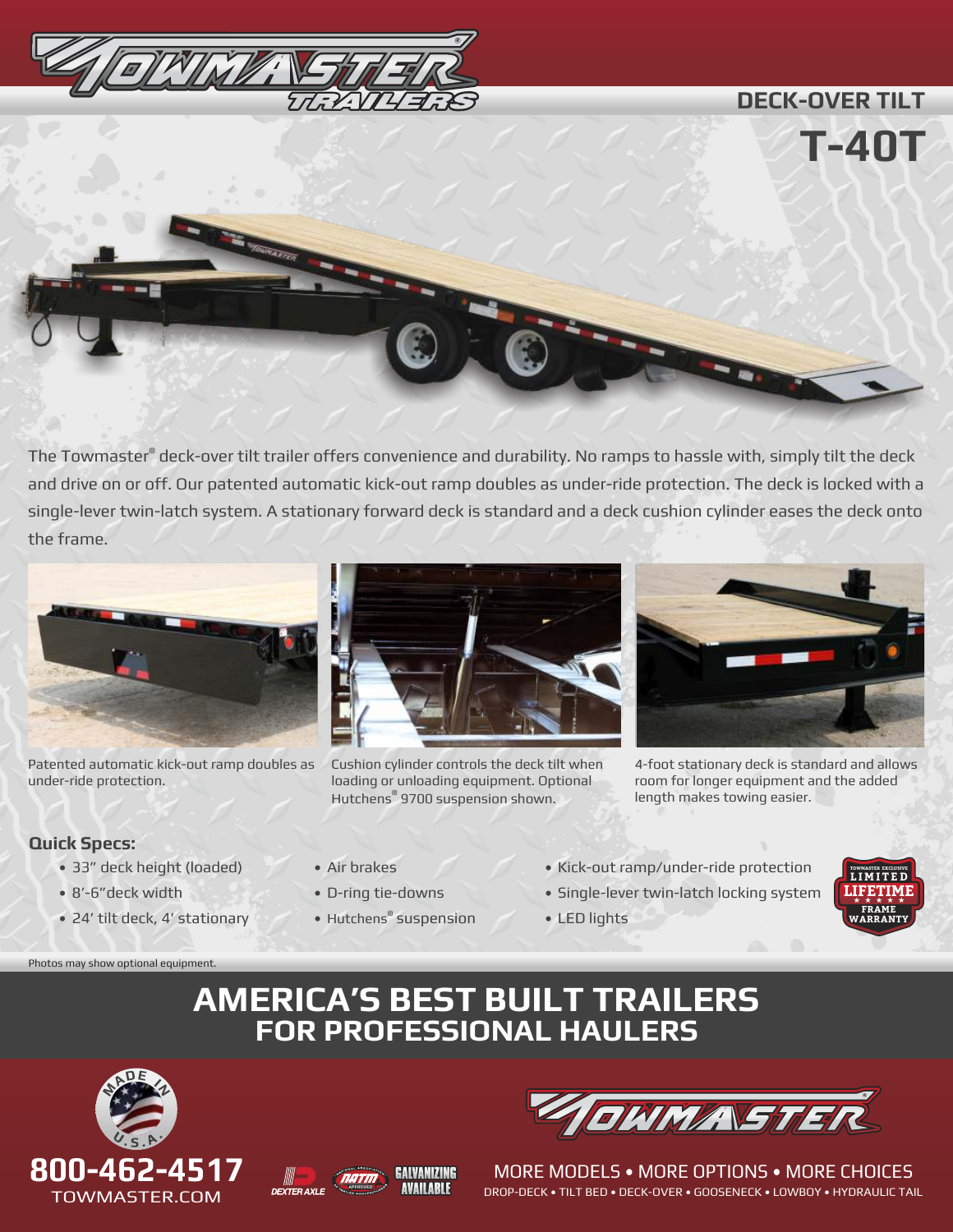# DECK-OVER TILT

# T-40T

The Towmaster® deck-over tilt trailer offers convenience and durability. No ramps to hassle with, simply tilt the deck and drive on or off. Our patented automatic kick-out ramp doubles as under-ride protection. The deck is locked with a single-lever twin-latch system. A stationary forward deck is standard and a deck cushion cylinder eases the deck onto the frame.

Patented automatic kick-out ramp doubles as under-ride protection.

Cushion cylinder controls the deck tilt when loading or unloading equipment. Optional Hutchens® 9700 suspension shown.

4-foot stationary deck is standard and allows room for longer equipment and the added length makes towing easier.

**Quick Specs:**

- 33" deck height (loaded)
- 8'-6"deck width
- 24' tilt deck, 4' stationary
- Air brakes
- D-ring tie-downs
- Hutchens® suspension
- Kick-out ramp/under-ride protection
- Single-lever twin-latch locking system
- LED lights

TOWMASTER EXCLUSIVE LIMITED LIFETIME FRAME WARRANTY

Photos may show optional equipment.

## AMERICA'S BEST BUILT TRAILERS FOR PROFESSIONAL HAULERS

MADE IN U.S.A.

800-462-4517

TOWMASTER.COM

DEXTER AXLE · NATM APPROVED · GALVANIZING AVAILABLE

MORE MODELS • MORE OPTIONS • MORE CHOICES

DROP-DECK • TILT BED • DECK-OVER • GOOSENECK • LOWBOY • HYDRAULIC TAIL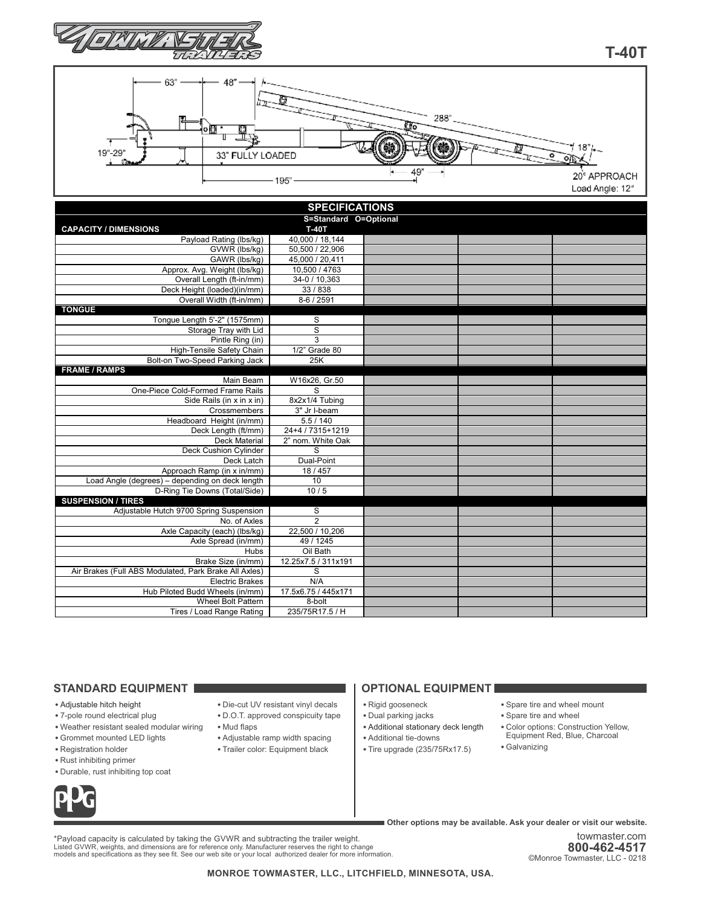# T-40T

63" 48" 288" 18" 19"-29" 33" FULLY LOADED 49" 195" 20° APPROACH Load Angle: 12°

## SPECIFICATIONS

S=Standard O=Optional

| CAPACITY / DIMENSIONS | T-40T | | | |
|---|---|---|---|---|
| Payload Rating (lbs/kg) | 40,000 / 18,144 | | | |
| GVWR (lbs/kg) | 50,500 / 22,906 | | | |
| GAWR (lbs/kg) | 45,000 / 20,411 | | | |
| Approx. Avg. Weight (lbs/kg) | 10,500 / 4763 | | | |
| Overall Length (ft-in/mm) | 34-0 / 10,363 | | | |
| Deck Height (loaded)(in/mm) | 33 / 838 | | | |
| Overall Width (ft-in/mm) | 8-6 / 2591 | | | |
| **TONGUE** | | | | |
| Tongue Length 5'-2" (1575mm) | S | | | |
| Storage Tray with Lid | S | | | |
| Pintle Ring (in) | 3 | | | |
| High-Tensile Safety Chain | 1/2" Grade 80 | | | |
| Bolt-on Two-Speed Parking Jack | 25K | | | |
| **FRAME / RAMPS** | | | | |
| Main Beam | W16x26, Gr.50 | | | |
| One-Piece Cold-Formed Frame Rails | S | | | |
| Side Rails (in x in x in) | 8x2x1/4 Tubing | | | |
| Crossmembers | 3" Jr I-beam | | | |
| Headboard Height (in/mm) | 5.5 / 140 | | | |
| Deck Length (ft/mm) | 24+4 / 7315+1219 | | | |
| Deck Material | 2" nom. White Oak | | | |
| Deck Cushion Cylinder | S | | | |
| Deck Latch | Dual-Point | | | |
| Approach Ramp (in x in/mm) | 18 / 457 | | | |
| Load Angle (degrees) – depending on deck length | 10 | | | |
| D-Ring Tie Downs (Total/Side) | 10 / 5 | | | |
| **SUSPENSION / TIRES** | | | | |
| Adjustable Hutch 9700 Spring Suspension | S | | | |
| No. of Axles | 2 | | | |
| Axle Capacity (each) (lbs/kg) | 22,500 / 10,206 | | | |
| Axle Spread (in/mm) | 49 / 1245 | | | |
| Hubs | Oil Bath | | | |
| Brake Size (in/mm) | 12.25x7.5 / 311x191 | | | |
| Air Brakes (Full ABS Modulated, Park Brake All Axles) | S | | | |
| Electric Brakes | N/A | | | |
| Hub Piloted Budd Wheels (in/mm) | 17.5x6.75 / 445x171 | | | |
| Wheel Bolt Pattern | 8-bolt | | | |
| Tires / Load Range Rating | 235/75R17.5 / H | | | |

## STANDARD EQUIPMENT

- Adjustable hitch height
- 7-pole round electrical plug
- Weather resistant sealed modular wiring
- Grommet mounted LED lights
- Registration holder
- Rust inhibiting primer
- Durable, rust inhibiting top coat
- Die-cut UV resistant vinyl decals
- D.O.T. approved conspicuity tape
- Mud flaps
- Adjustable ramp width spacing
- Trailer color: Equipment black

## OPTIONAL EQUIPMENT

- Rigid gooseneck
- Dual parking jacks
- Additional stationary deck length
- Additional tie-downs
- Tire upgrade (235/75Rx17.5)
- Spare tire and wheel mount
- Spare tire and wheel
- Color options: Construction Yellow, Equipment Red, Blue, Charcoal
- Galvanizing

**Other options may be available. Ask your dealer or visit our website.**

*Payload capacity is calculated by taking the GVWR and subtracting the trailer weight. Listed GVWR, weights, and dimensions are for reference only. Manufacturer reserves the right to change models and specifications as they see fit. See our web site or your local authorized dealer for more information.

towmaster.com
**800-462-4517**
©Monroe Towmaster, LLC - 0218

**MONROE TOWMASTER, LLC., LITCHFIELD, MINNESOTA, USA.**